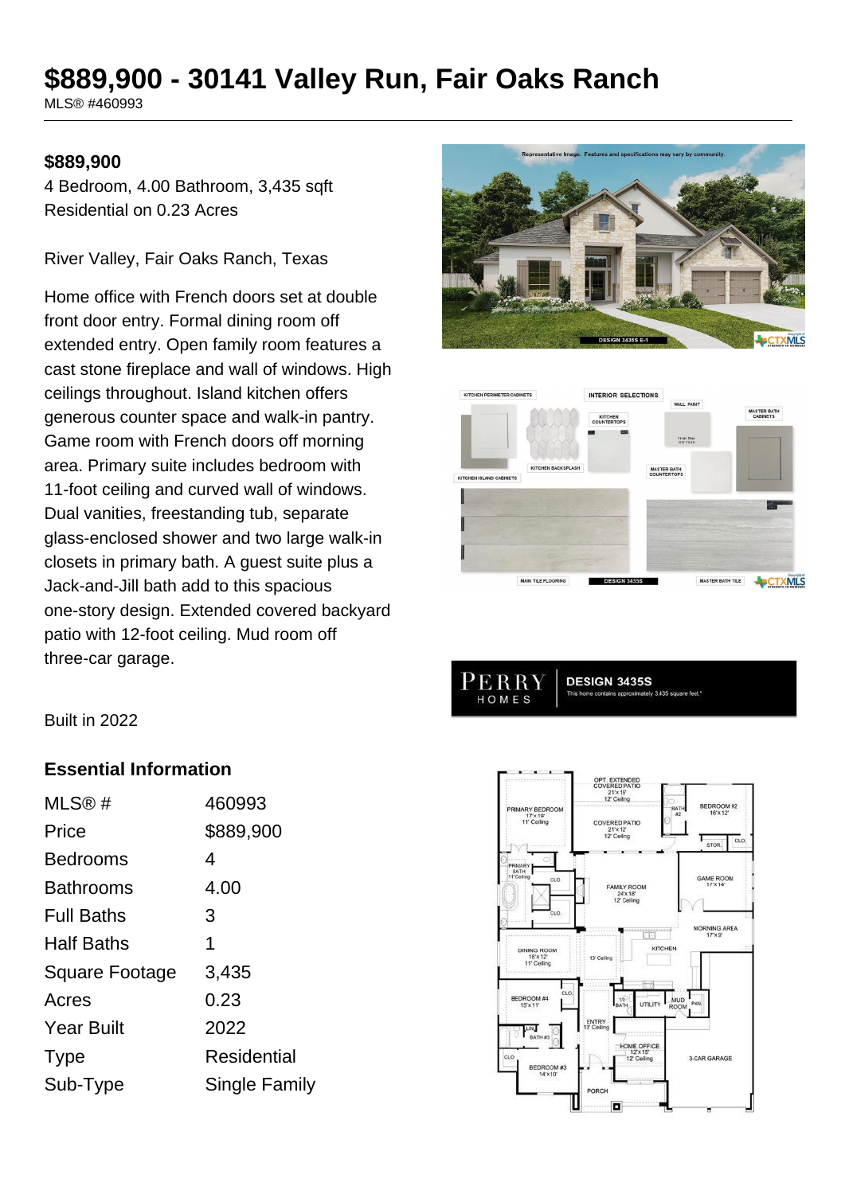# $889,900 - 30141 Valley Run, Fair Oaks Ranch

MLS® #460993

**$889,900**

4 Bedroom, 4.00 Bathroom, 3,435 sqft
Residential on 0.23 Acres

River Valley, Fair Oaks Ranch, Texas

Home office with French doors set at double front door entry. Formal dining room off extended entry. Open family room features a cast stone fireplace and wall of windows. High ceilings throughout. Island kitchen offers generous counter space and walk-in pantry. Game room with French doors off morning area. Primary suite includes bedroom with 11-foot ceiling and curved wall of windows. Dual vanities, freestanding tub, separate glass-enclosed shower and two large walk-in closets in primary bath. A guest suite plus a Jack-and-Jill bath add to this spacious one-story design. Extended covered backyard patio with 12-foot ceiling. Mud room off three-car garage.

Built in 2022

## Essential Information

| | |
|---|---|
| MLS® # | 460993 |
| Price | $889,900 |
| Bedrooms | 4 |
| Bathrooms | 4.00 |
| Full Baths | 3 |
| Half Baths | 1 |
| Square Footage | 3,435 |
| Acres | 0.23 |
| Year Built | 2022 |
| Type | Residential |
| Sub-Type | Single Family |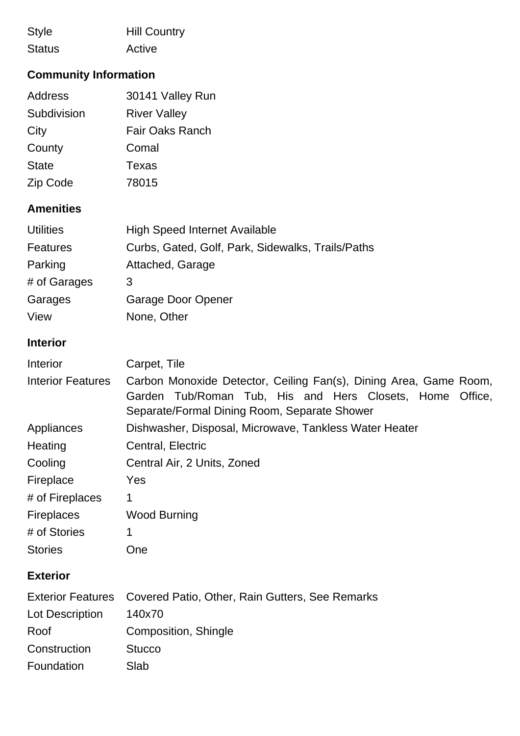| | |
|---|---|
| Style | Hill Country |
| Status | Active |

## Community Information

| | |
|---|---|
| Address | 30141 Valley Run |
| Subdivision | River Valley |
| City | Fair Oaks Ranch |
| County | Comal |
| State | Texas |
| Zip Code | 78015 |

## Amenities

| | |
|---|---|
| Utilities | High Speed Internet Available |
| Features | Curbs, Gated, Golf, Park, Sidewalks, Trails/Paths |
| Parking | Attached, Garage |
| # of Garages | 3 |
| Garages | Garage Door Opener |
| View | None, Other |

## Interior

| | |
|---|---|
| Interior | Carpet, Tile |
| Interior Features | Carbon Monoxide Detector, Ceiling Fan(s), Dining Area, Game Room, Garden Tub/Roman Tub, His and Hers Closets, Home Office, Separate/Formal Dining Room, Separate Shower |
| Appliances | Dishwasher, Disposal, Microwave, Tankless Water Heater |
| Heating | Central, Electric |
| Cooling | Central Air, 2 Units, Zoned |
| Fireplace | Yes |
| # of Fireplaces | 1 |
| Fireplaces | Wood Burning |
| # of Stories | 1 |
| Stories | One |

## Exterior

| | |
|---|---|
| Exterior Features | Covered Patio, Other, Rain Gutters, See Remarks |
| Lot Description | 140x70 |
| Roof | Composition, Shingle |
| Construction | Stucco |
| Foundation | Slab |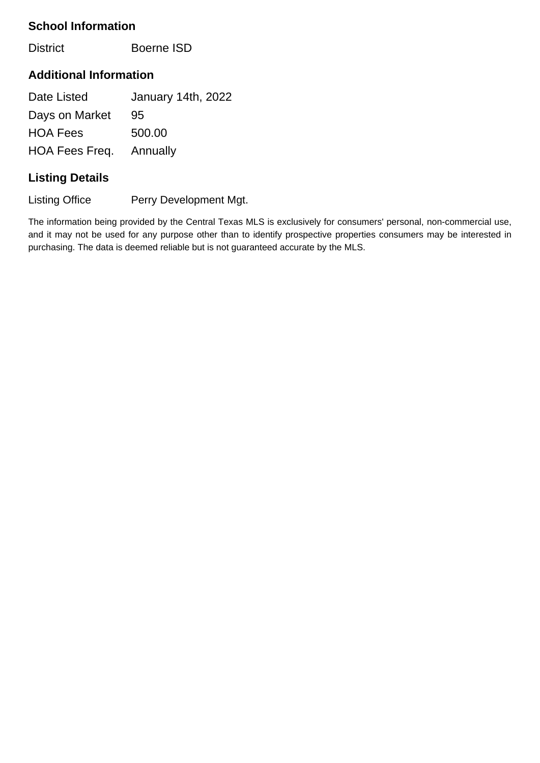### School Information

| | |
|---|---|
| District | Boerne ISD |

### Additional Information

| | |
|---|---|
| Date Listed | January 14th, 2022 |
| Days on Market | 95 |
| HOA Fees | 500.00 |
| HOA Fees Freq. | Annually |

### Listing Details

| | |
|---|---|
| Listing Office | Perry Development Mgt. |

The information being provided by the Central Texas MLS is exclusively for consumers' personal, non-commercial use, and it may not be used for any purpose other than to identify prospective properties consumers may be interested in purchasing. The data is deemed reliable but is not guaranteed accurate by the MLS.